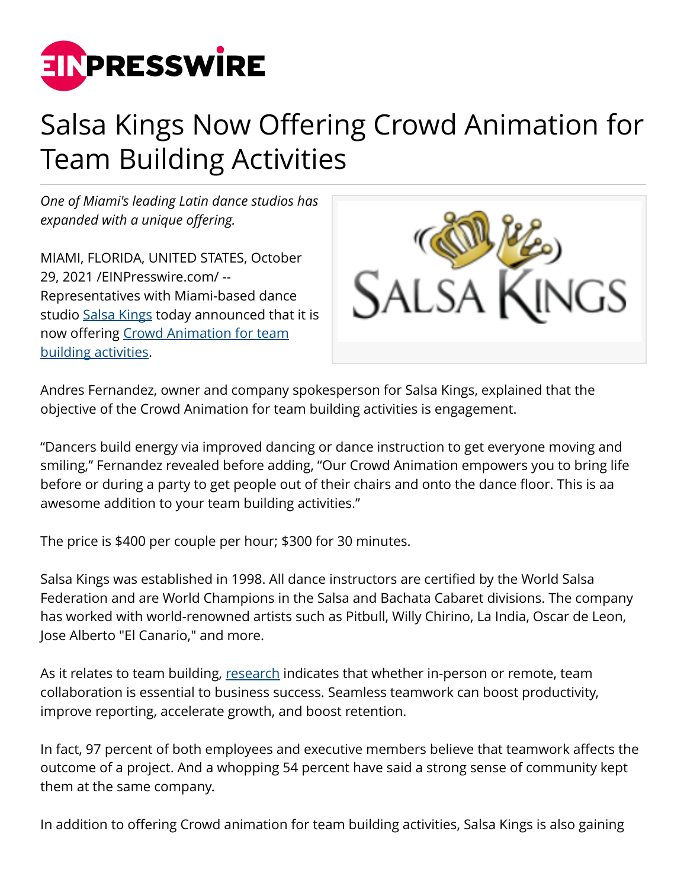# Salsa Kings Now Offering Crowd Animation for Team Building Activities

*One of Miami's leading Latin dance studios has expanded with a unique offering.*

MIAMI, FLORIDA, UNITED STATES, October 29, 2021 /EINPresswire.com/ -- Representatives with Miami-based dance studio Salsa Kings today announced that it is now offering Crowd Animation for team building activities.

Andres Fernandez, owner and company spokesperson for Salsa Kings, explained that the objective of the Crowd Animation for team building activities is engagement.

"Dancers build energy via improved dancing or dance instruction to get everyone moving and smiling," Fernandez revealed before adding, "Our Crowd Animation empowers you to bring life before or during a party to get people out of their chairs and onto the dance floor. This is aa awesome addition to your team building activities."

The price is $400 per couple per hour; $300 for 30 minutes.

Salsa Kings was established in 1998. All dance instructors are certified by the World Salsa Federation and are World Champions in the Salsa and Bachata Cabaret divisions. The company has worked with world-renowned artists such as Pitbull, Willy Chirino, La India, Oscar de Leon, Jose Alberto "El Canario," and more.

As it relates to team building, research indicates that whether in-person or remote, team collaboration is essential to business success. Seamless teamwork can boost productivity, improve reporting, accelerate growth, and boost retention.

In fact, 97 percent of both employees and executive members believe that teamwork affects the outcome of a project. And a whopping 54 percent have said a strong sense of community kept them at the same company.

In addition to offering Crowd animation for team building activities, Salsa Kings is also gaining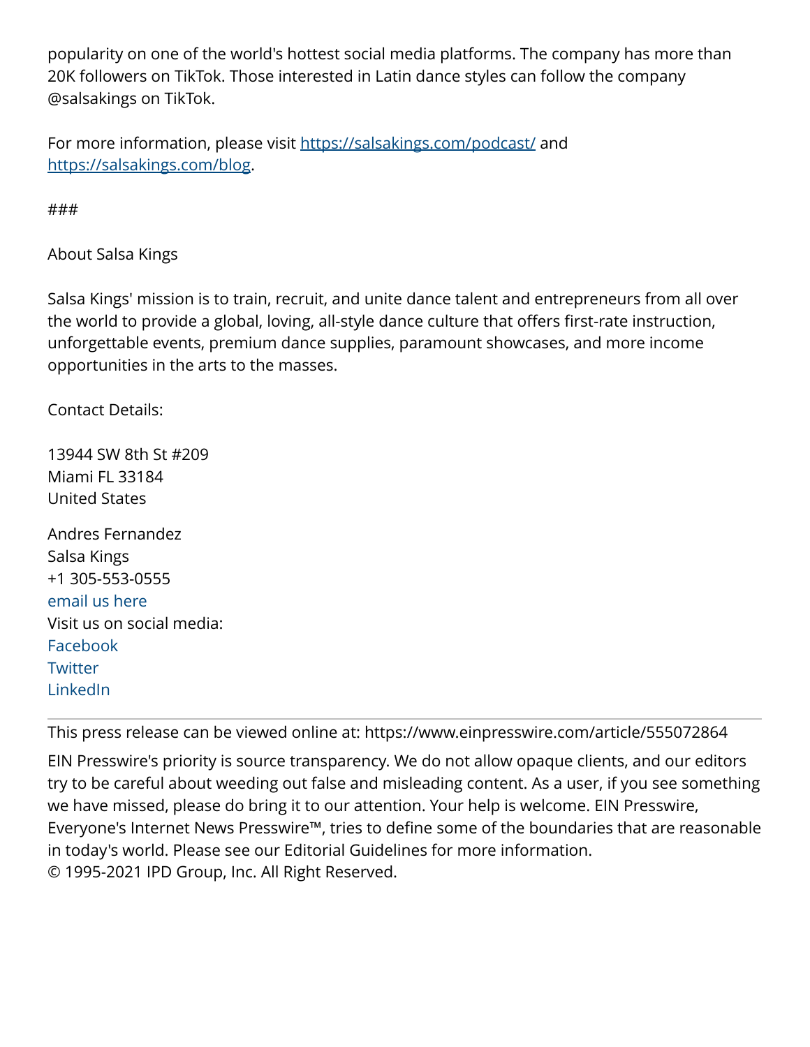popularity on one of the world's hottest social media platforms. The company has more than 20K followers on TikTok. Those interested in Latin dance styles can follow the company @salsakings on TikTok.

For more information, please visit https://salsakings.com/podcast/ and https://salsakings.com/blog.

###

About Salsa Kings

Salsa Kings' mission is to train, recruit, and unite dance talent and entrepreneurs from all over the world to provide a global, loving, all-style dance culture that offers first-rate instruction, unforgettable events, premium dance supplies, paramount showcases, and more income opportunities in the arts to the masses.

Contact Details:

13944 SW 8th St #209
Miami FL 33184
United States

Andres Fernandez
Salsa Kings
+1 305-553-0555
email us here
Visit us on social media:
Facebook
Twitter
LinkedIn

---

This press release can be viewed online at: https://www.einpresswire.com/article/555072864

EIN Presswire's priority is source transparency. We do not allow opaque clients, and our editors try to be careful about weeding out false and misleading content. As a user, if you see something we have missed, please do bring it to our attention. Your help is welcome. EIN Presswire, Everyone's Internet News Presswire™, tries to define some of the boundaries that are reasonable in today's world. Please see our Editorial Guidelines for more information.
© 1995-2021 IPD Group, Inc. All Right Reserved.